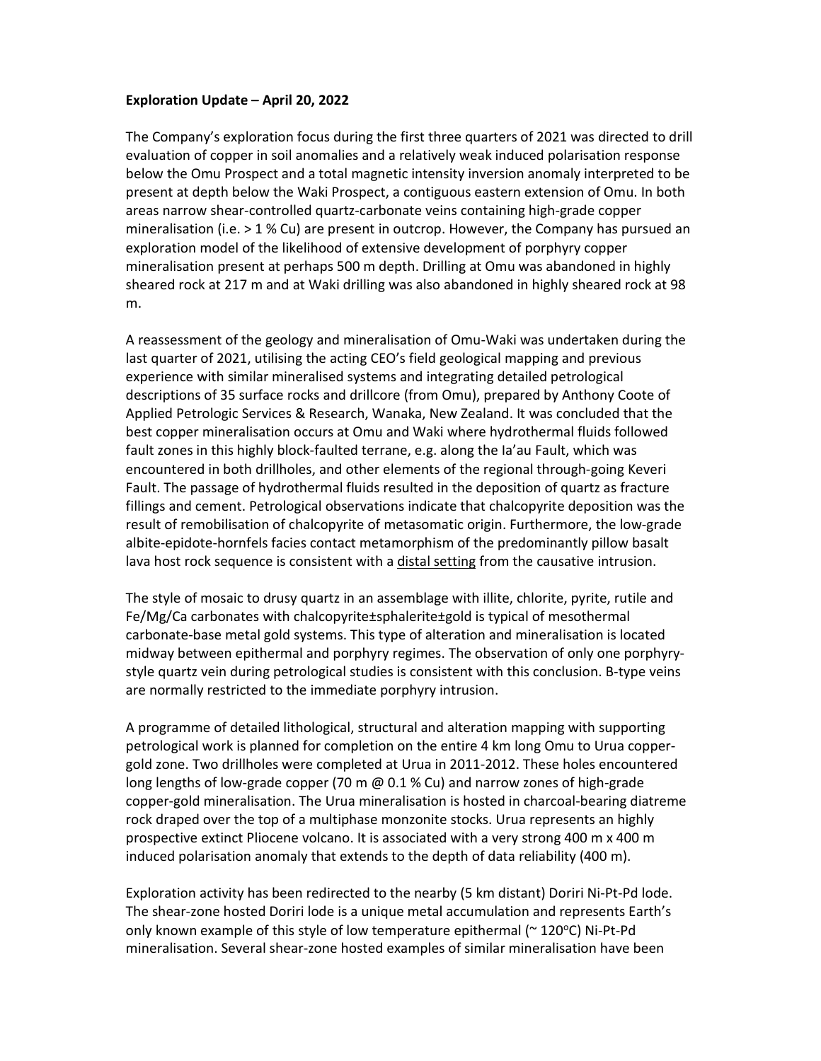**Exploration Update – April 20, 2022**

The Company's exploration focus during the first three quarters of 2021 was directed to drill evaluation of copper in soil anomalies and a relatively weak induced polarisation response below the Omu Prospect and a total magnetic intensity inversion anomaly interpreted to be present at depth below the Waki Prospect, a contiguous eastern extension of Omu. In both areas narrow shear-controlled quartz-carbonate veins containing high-grade copper mineralisation (i.e. > 1 % Cu) are present in outcrop. However, the Company has pursued an exploration model of the likelihood of extensive development of porphyry copper mineralisation present at perhaps 500 m depth. Drilling at Omu was abandoned in highly sheared rock at 217 m and at Waki drilling was also abandoned in highly sheared rock at 98 m.

A reassessment of the geology and mineralisation of Omu-Waki was undertaken during the last quarter of 2021, utilising the acting CEO's field geological mapping and previous experience with similar mineralised systems and integrating detailed petrological descriptions of 35 surface rocks and drillcore (from Omu), prepared by Anthony Coote of Applied Petrologic Services & Research, Wanaka, New Zealand. It was concluded that the best copper mineralisation occurs at Omu and Waki where hydrothermal fluids followed fault zones in this highly block-faulted terrane, e.g. along the Ia'au Fault, which was encountered in both drillholes, and other elements of the regional through-going Keveri Fault. The passage of hydrothermal fluids resulted in the deposition of quartz as fracture fillings and cement. Petrological observations indicate that chalcopyrite deposition was the result of remobilisation of chalcopyrite of metasomatic origin. Furthermore, the low-grade albite-epidote-hornfels facies contact metamorphism of the predominantly pillow basalt lava host rock sequence is consistent with a distal setting from the causative intrusion.

The style of mosaic to drusy quartz in an assemblage with illite, chlorite, pyrite, rutile and Fe/Mg/Ca carbonates with chalcopyrite±sphalerite±gold is typical of mesothermal carbonate-base metal gold systems. This type of alteration and mineralisation is located midway between epithermal and porphyry regimes. The observation of only one porphyry-style quartz vein during petrological studies is consistent with this conclusion. B-type veins are normally restricted to the immediate porphyry intrusion.

A programme of detailed lithological, structural and alteration mapping with supporting petrological work is planned for completion on the entire 4 km long Omu to Urua copper-gold zone. Two drillholes were completed at Urua in 2011-2012. These holes encountered long lengths of low-grade copper (70 m @ 0.1 % Cu) and narrow zones of high-grade copper-gold mineralisation. The Urua mineralisation is hosted in charcoal-bearing diatreme rock draped over the top of a multiphase monzonite stocks. Urua represents an highly prospective extinct Pliocene volcano. It is associated with a very strong 400 m x 400 m induced polarisation anomaly that extends to the depth of data reliability (400 m).

Exploration activity has been redirected to the nearby (5 km distant) Doriri Ni-Pt-Pd lode. The shear-zone hosted Doriri lode is a unique metal accumulation and represents Earth's only known example of this style of low temperature epithermal (~ 120°C) Ni-Pt-Pd mineralisation. Several shear-zone hosted examples of similar mineralisation have been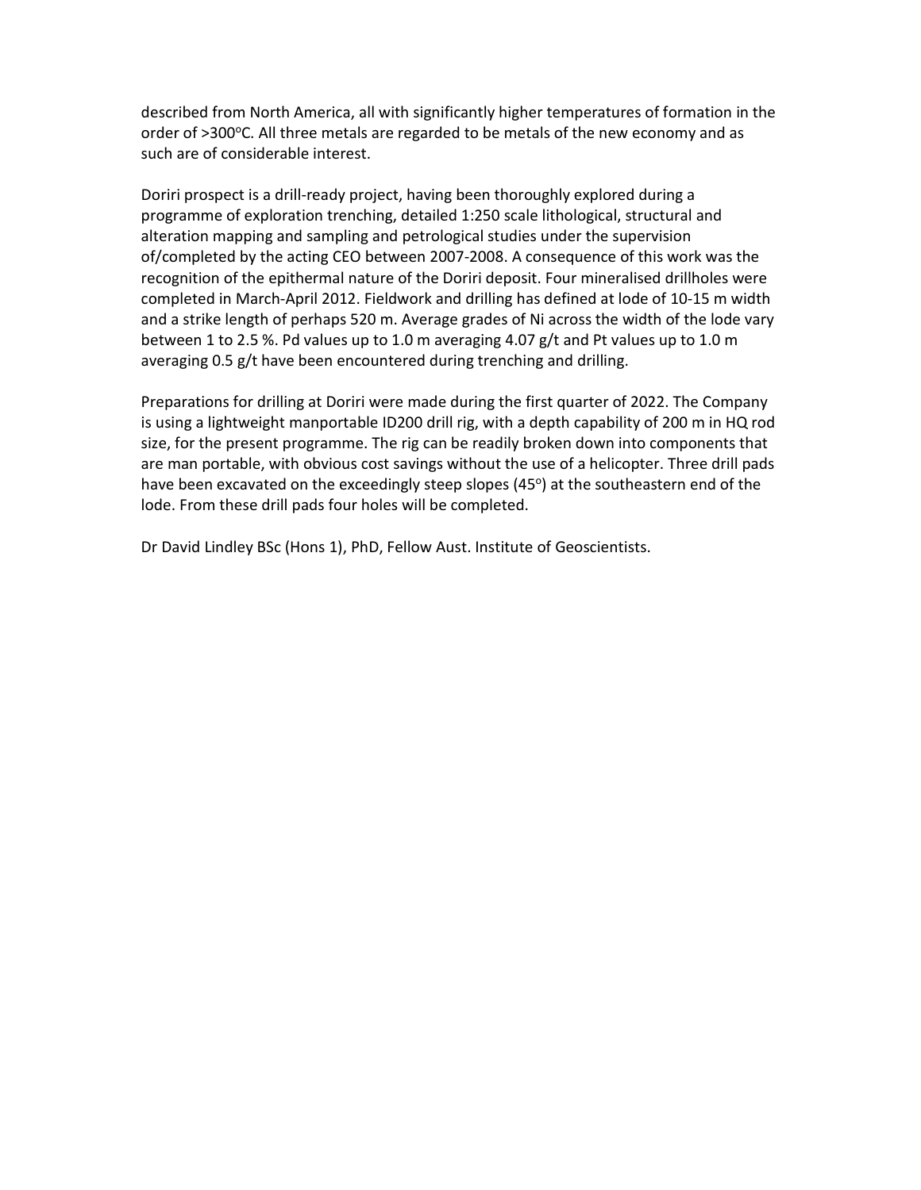described from North America, all with significantly higher temperatures of formation in the order of >300$^{o}$C. All three metals are regarded to be metals of the new economy and as such are of considerable interest.

Doriri prospect is a drill-ready project, having been thoroughly explored during a programme of exploration trenching, detailed 1:250 scale lithological, structural and alteration mapping and sampling and petrological studies under the supervision of/completed by the acting CEO between 2007-2008. A consequence of this work was the recognition of the epithermal nature of the Doriri deposit. Four mineralised drillholes were completed in March-April 2012. Fieldwork and drilling has defined at lode of 10-15 m width and a strike length of perhaps 520 m. Average grades of Ni across the width of the lode vary between 1 to 2.5 %. Pd values up to 1.0 m averaging 4.07 g/t and Pt values up to 1.0 m averaging 0.5 g/t have been encountered during trenching and drilling.

Preparations for drilling at Doriri were made during the first quarter of 2022. The Company is using a lightweight manportable ID200 drill rig, with a depth capability of 200 m in HQ rod size, for the present programme. The rig can be readily broken down into components that are man portable, with obvious cost savings without the use of a helicopter. Three drill pads have been excavated on the exceedingly steep slopes (45$^{o}$) at the southeastern end of the lode. From these drill pads four holes will be completed.

Dr David Lindley BSc (Hons 1), PhD, Fellow Aust. Institute of Geoscientists.